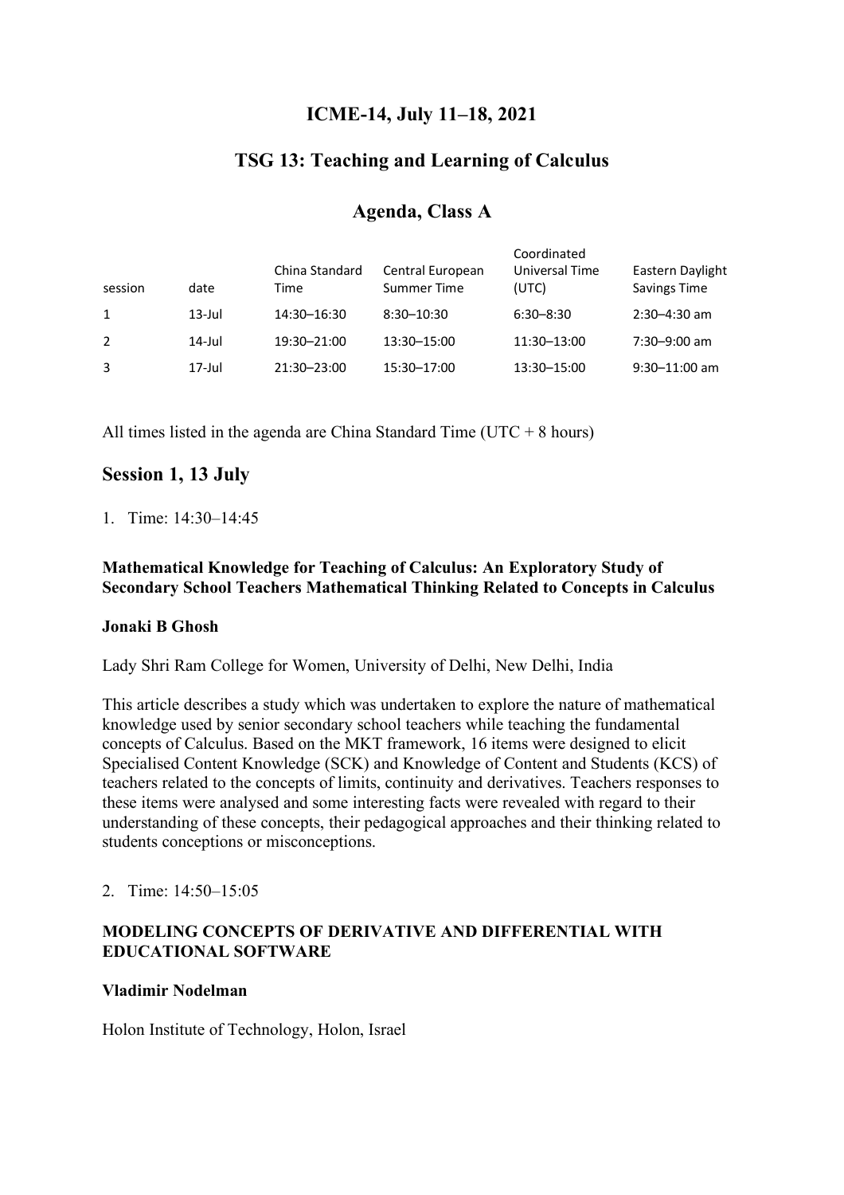# ICME-14, July 11–18, 2021

# TSG 13: Teaching and Learning of Calculus

# Agenda, Class A

| session | date | China Standard Time | Central European Summer Time | Coordinated Universal Time (UTC) | Eastern Daylight Savings Time |
|---|---|---|---|---|---|
| 1 | 13-Jul | 14:30–16:30 | 8:30–10:30 | 6:30–8:30 | 2:30–4:30 am |
| 2 | 14-Jul | 19:30–21:00 | 13:30–15:00 | 11:30–13:00 | 7:30–9:00 am |
| 3 | 17-Jul | 21:30–23:00 | 15:30–17:00 | 13:30–15:00 | 9:30–11:00 am |

All times listed in the agenda are China Standard Time (UTC + 8 hours)

## Session 1, 13 July

1. Time: 14:30–14:45

**Mathematical Knowledge for Teaching of Calculus: An Exploratory Study of Secondary School Teachers Mathematical Thinking Related to Concepts in Calculus**

**Jonaki B Ghosh**

Lady Shri Ram College for Women, University of Delhi, New Delhi, India

This article describes a study which was undertaken to explore the nature of mathematical knowledge used by senior secondary school teachers while teaching the fundamental concepts of Calculus. Based on the MKT framework, 16 items were designed to elicit Specialised Content Knowledge (SCK) and Knowledge of Content and Students (KCS) of teachers related to the concepts of limits, continuity and derivatives. Teachers responses to these items were analysed and some interesting facts were revealed with regard to their understanding of these concepts, their pedagogical approaches and their thinking related to students conceptions or misconceptions.

2. Time: 14:50–15:05

**MODELING CONCEPTS OF DERIVATIVE AND DIFFERENTIAL WITH EDUCATIONAL SOFTWARE**

**Vladimir Nodelman**

Holon Institute of Technology, Holon, Israel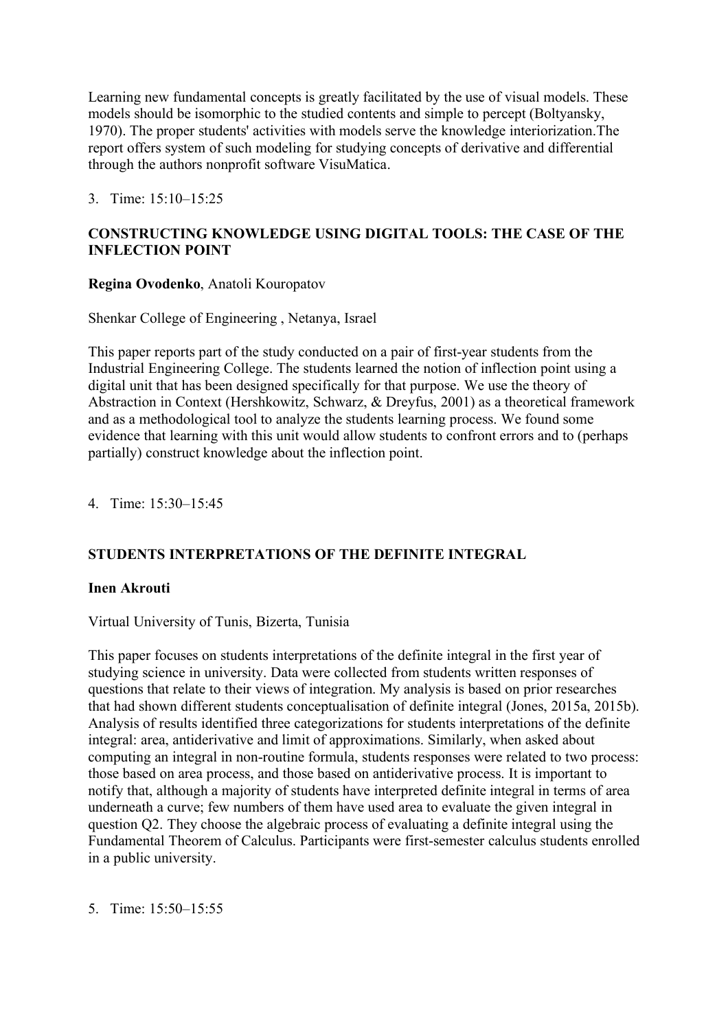Learning new fundamental concepts is greatly facilitated by the use of visual models. These models should be isomorphic to the studied contents and simple to percept (Boltyansky, 1970). The proper students' activities with models serve the knowledge interiorization.The report offers system of such modeling for studying concepts of derivative and differential through the authors nonprofit software VisuMatica.

3. Time: 15:10–15:25

**CONSTRUCTING KNOWLEDGE USING DIGITAL TOOLS: THE CASE OF THE INFLECTION POINT**

**Regina Ovodenko**, Anatoli Kouropatov

Shenkar College of Engineering , Netanya, Israel

This paper reports part of the study conducted on a pair of first-year students from the Industrial Engineering College. The students learned the notion of inflection point using a digital unit that has been designed specifically for that purpose. We use the theory of Abstraction in Context (Hershkowitz, Schwarz, & Dreyfus, 2001) as a theoretical framework and as a methodological tool to analyze the students learning process. We found some evidence that learning with this unit would allow students to confront errors and to (perhaps partially) construct knowledge about the inflection point.

4. Time: 15:30–15:45

**STUDENTS INTERPRETATIONS OF THE DEFINITE INTEGRAL**

**Inen Akrouti**

Virtual University of Tunis, Bizerta, Tunisia

This paper focuses on students interpretations of the definite integral in the first year of studying science in university. Data were collected from students written responses of questions that relate to their views of integration. My analysis is based on prior researches that had shown different students conceptualisation of definite integral (Jones, 2015a, 2015b). Analysis of results identified three categorizations for students interpretations of the definite integral: area, antiderivative and limit of approximations. Similarly, when asked about computing an integral in non-routine formula, students responses were related to two process: those based on area process, and those based on antiderivative process. It is important to notify that, although a majority of students have interpreted definite integral in terms of area underneath a curve; few numbers of them have used area to evaluate the given integral in question Q2. They choose the algebraic process of evaluating a definite integral using the Fundamental Theorem of Calculus. Participants were first-semester calculus students enrolled in a public university.

5. Time: 15:50–15:55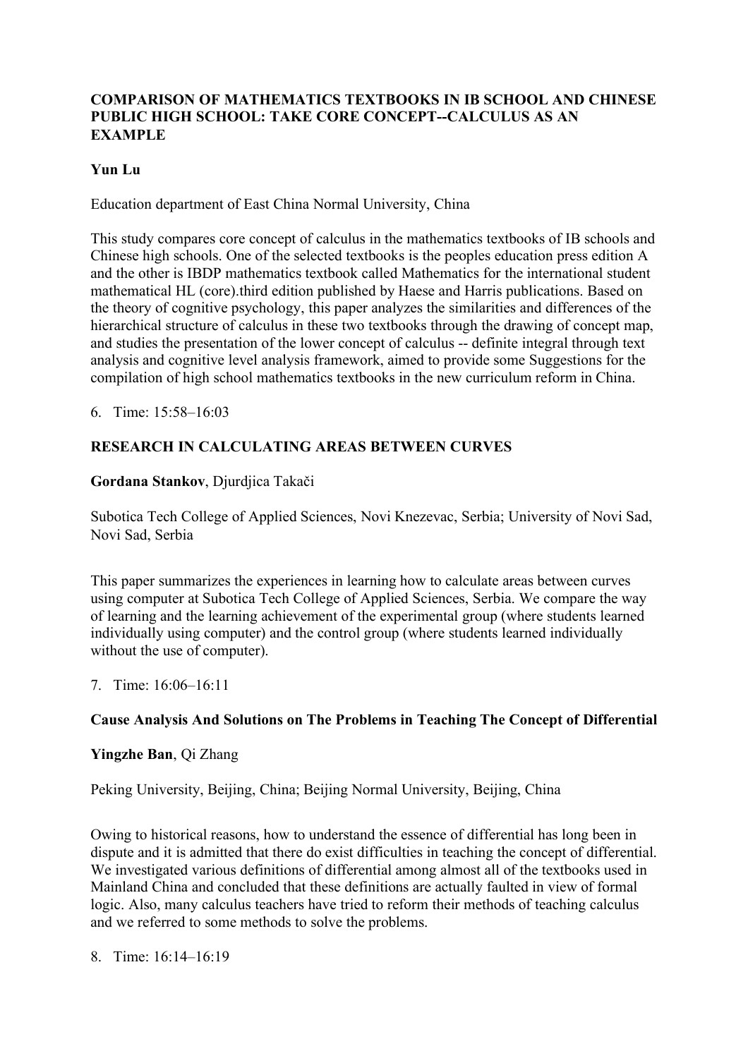**COMPARISON OF MATHEMATICS TEXTBOOKS IN IB SCHOOL AND CHINESE PUBLIC HIGH SCHOOL: TAKE CORE CONCEPT--CALCULUS AS AN EXAMPLE**

**Yun Lu**

Education department of East China Normal University, China

This study compares core concept of calculus in the mathematics textbooks of IB schools and Chinese high schools. One of the selected textbooks is the peoples education press edition A and the other is IBDP mathematics textbook called Mathematics for the international student mathematical HL (core).third edition published by Haese and Harris publications. Based on the theory of cognitive psychology, this paper analyzes the similarities and differences of the hierarchical structure of calculus in these two textbooks through the drawing of concept map, and studies the presentation of the lower concept of calculus -- definite integral through text analysis and cognitive level analysis framework, aimed to provide some Suggestions for the compilation of high school mathematics textbooks in the new curriculum reform in China.

6. Time: 15:58–16:03

**RESEARCH IN CALCULATING AREAS BETWEEN CURVES**

**Gordana Stankov**, Djurdjica Takači

Subotica Tech College of Applied Sciences, Novi Knezevac, Serbia; University of Novi Sad, Novi Sad, Serbia

This paper summarizes the experiences in learning how to calculate areas between curves using computer at Subotica Tech College of Applied Sciences, Serbia. We compare the way of learning and the learning achievement of the experimental group (where students learned individually using computer) and the control group (where students learned individually without the use of computer).

7. Time: 16:06–16:11

**Cause Analysis And Solutions on The Problems in Teaching The Concept of Differential**

**Yingzhe Ban**, Qi Zhang

Peking University, Beijing, China; Beijing Normal University, Beijing, China

Owing to historical reasons, how to understand the essence of differential has long been in dispute and it is admitted that there do exist difficulties in teaching the concept of differential. We investigated various definitions of differential among almost all of the textbooks used in Mainland China and concluded that these definitions are actually faulted in view of formal logic. Also, many calculus teachers have tried to reform their methods of teaching calculus and we referred to some methods to solve the problems.

8. Time: 16:14–16:19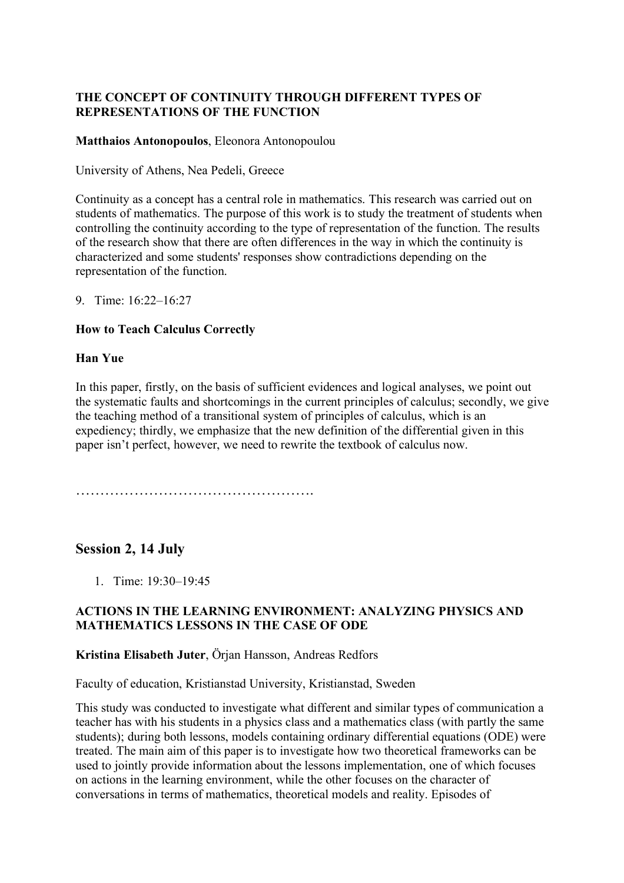**THE CONCEPT OF CONTINUITY THROUGH DIFFERENT TYPES OF REPRESENTATIONS OF THE FUNCTION**

**Matthaios Antonopoulos**, Eleonora Antonopoulou

University of Athens, Nea Pedeli, Greece

Continuity as a concept has a central role in mathematics. This research was carried out on students of mathematics. The purpose of this work is to study the treatment of students when controlling the continuity according to the type of representation of the function. The results of the research show that there are often differences in the way in which the continuity is characterized and some students' responses show contradictions depending on the representation of the function.

9. Time: 16:22–16:27

**How to Teach Calculus Correctly**

**Han Yue**

In this paper, firstly, on the basis of sufficient evidences and logical analyses, we point out the systematic faults and shortcomings in the current principles of calculus; secondly, we give the teaching method of a transitional system of principles of calculus, which is an expediency; thirdly, we emphasize that the new definition of the differential given in this paper isn't perfect, however, we need to rewrite the textbook of calculus now.

………………………………………….

## Session 2, 14 July

1. Time: 19:30–19:45

**ACTIONS IN THE LEARNING ENVIRONMENT: ANALYZING PHYSICS AND MATHEMATICS LESSONS IN THE CASE OF ODE**

**Kristina Elisabeth Juter**, Örjan Hansson, Andreas Redfors

Faculty of education, Kristianstad University, Kristianstad, Sweden

This study was conducted to investigate what different and similar types of communication a teacher has with his students in a physics class and a mathematics class (with partly the same students); during both lessons, models containing ordinary differential equations (ODE) were treated. The main aim of this paper is to investigate how two theoretical frameworks can be used to jointly provide information about the lessons implementation, one of which focuses on actions in the learning environment, while the other focuses on the character of conversations in terms of mathematics, theoretical models and reality. Episodes of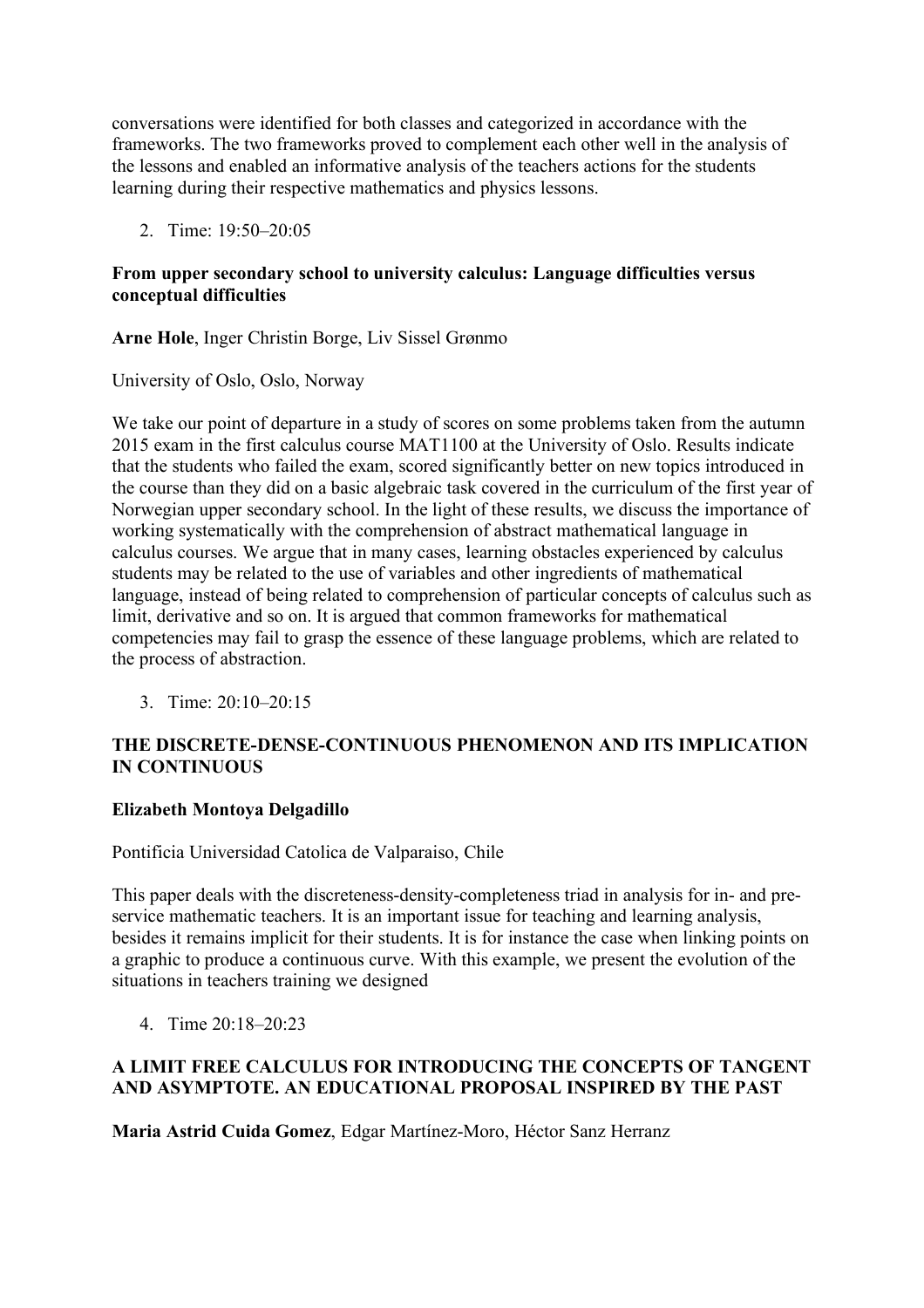conversations were identified for both classes and categorized in accordance with the frameworks. The two frameworks proved to complement each other well in the analysis of the lessons and enabled an informative analysis of the teachers actions for the students learning during their respective mathematics and physics lessons.

2. Time: 19:50–20:05

**From upper secondary school to university calculus: Language difficulties versus conceptual difficulties**

**Arne Hole**, Inger Christin Borge, Liv Sissel Grønmo

University of Oslo, Oslo, Norway

We take our point of departure in a study of scores on some problems taken from the autumn 2015 exam in the first calculus course MAT1100 at the University of Oslo. Results indicate that the students who failed the exam, scored significantly better on new topics introduced in the course than they did on a basic algebraic task covered in the curriculum of the first year of Norwegian upper secondary school. In the light of these results, we discuss the importance of working systematically with the comprehension of abstract mathematical language in calculus courses. We argue that in many cases, learning obstacles experienced by calculus students may be related to the use of variables and other ingredients of mathematical language, instead of being related to comprehension of particular concepts of calculus such as limit, derivative and so on. It is argued that common frameworks for mathematical competencies may fail to grasp the essence of these language problems, which are related to the process of abstraction.

3. Time: 20:10–20:15

**THE DISCRETE-DENSE-CONTINUOUS PHENOMENON AND ITS IMPLICATION IN CONTINUOUS**

**Elizabeth Montoya Delgadillo**

Pontificia Universidad Catolica de Valparaiso, Chile

This paper deals with the discreteness-density-completeness triad in analysis for in- and pre-service mathematic teachers. It is an important issue for teaching and learning analysis, besides it remains implicit for their students. It is for instance the case when linking points on a graphic to produce a continuous curve. With this example, we present the evolution of the situations in teachers training we designed

4. Time 20:18–20:23

**A LIMIT FREE CALCULUS FOR INTRODUCING THE CONCEPTS OF TANGENT AND ASYMPTOTE. AN EDUCATIONAL PROPOSAL INSPIRED BY THE PAST**

**Maria Astrid Cuida Gomez**, Edgar Martínez-Moro, Héctor Sanz Herranz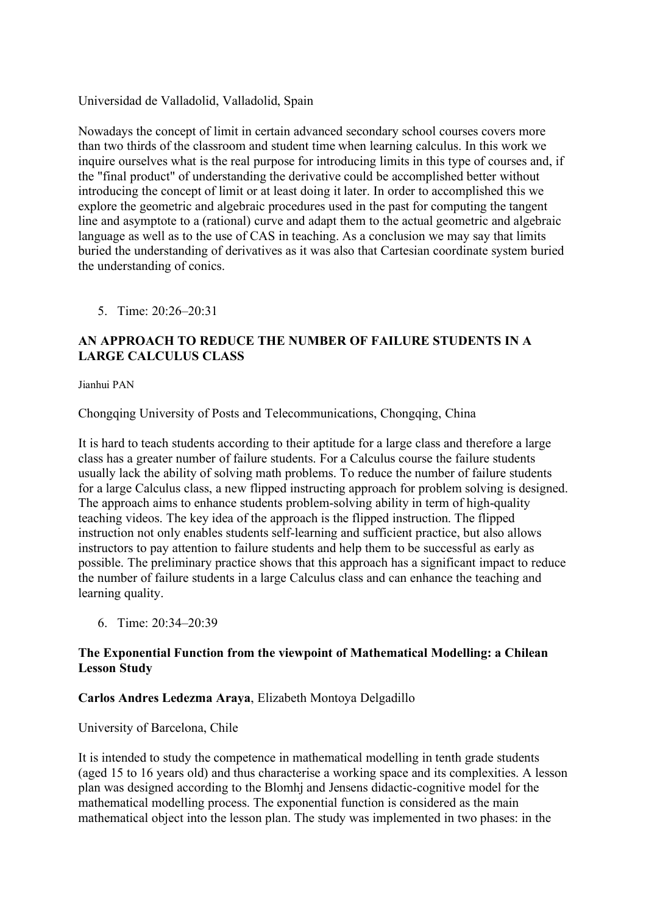Universidad de Valladolid, Valladolid, Spain

Nowadays the concept of limit in certain advanced secondary school courses covers more than two thirds of the classroom and student time when learning calculus. In this work we inquire ourselves what is the real purpose for introducing limits in this type of courses and, if the "final product" of understanding the derivative could be accomplished better without introducing the concept of limit or at least doing it later. In order to accomplished this we explore the geometric and algebraic procedures used in the past for computing the tangent line and asymptote to a (rational) curve and adapt them to the actual geometric and algebraic language as well as to the use of CAS in teaching. As a conclusion we may say that limits buried the understanding of derivatives as it was also that Cartesian coordinate system buried the understanding of conics.

5. Time: 20:26–20:31

**AN APPROACH TO REDUCE THE NUMBER OF FAILURE STUDENTS IN A LARGE CALCULUS CLASS**

Jianhui PAN

Chongqing University of Posts and Telecommunications, Chongqing, China

It is hard to teach students according to their aptitude for a large class and therefore a large class has a greater number of failure students. For a Calculus course the failure students usually lack the ability of solving math problems. To reduce the number of failure students for a large Calculus class, a new flipped instructing approach for problem solving is designed. The approach aims to enhance students problem-solving ability in term of high-quality teaching videos. The key idea of the approach is the flipped instruction. The flipped instruction not only enables students self-learning and sufficient practice, but also allows instructors to pay attention to failure students and help them to be successful as early as possible. The preliminary practice shows that this approach has a significant impact to reduce the number of failure students in a large Calculus class and can enhance the teaching and learning quality.

6. Time: 20:34–20:39

**The Exponential Function from the viewpoint of Mathematical Modelling: a Chilean Lesson Study**

**Carlos Andres Ledezma Araya**, Elizabeth Montoya Delgadillo

University of Barcelona, Chile

It is intended to study the competence in mathematical modelling in tenth grade students (aged 15 to 16 years old) and thus characterise a working space and its complexities. A lesson plan was designed according to the Blomhj and Jensens didactic-cognitive model for the mathematical modelling process. The exponential function is considered as the main mathematical object into the lesson plan. The study was implemented in two phases: in the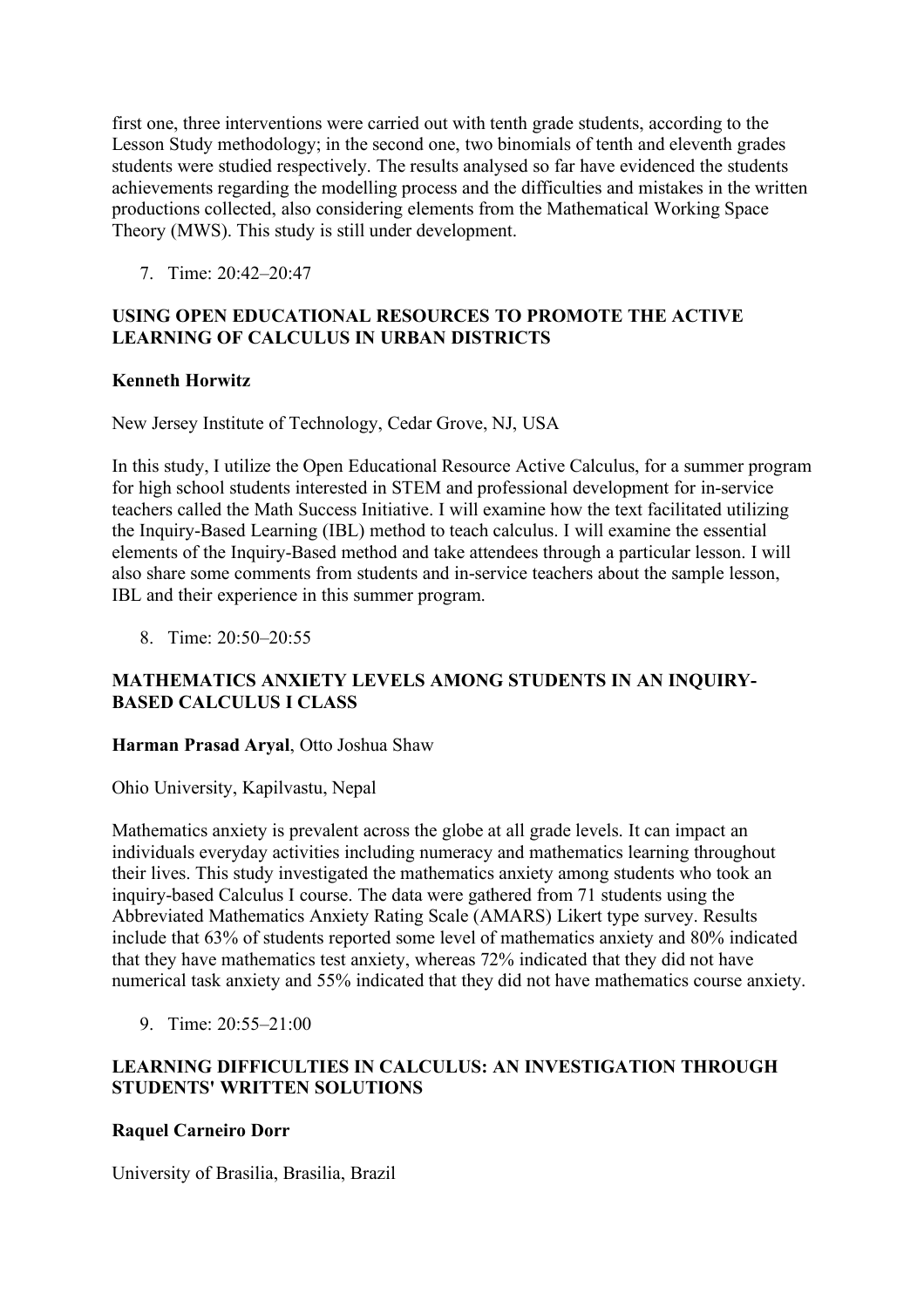first one, three interventions were carried out with tenth grade students, according to the Lesson Study methodology; in the second one, two binomials of tenth and eleventh grades students were studied respectively. The results analysed so far have evidenced the students achievements regarding the modelling process and the difficulties and mistakes in the written productions collected, also considering elements from the Mathematical Working Space Theory (MWS). This study is still under development.

7. Time: 20:42–20:47

**USING OPEN EDUCATIONAL RESOURCES TO PROMOTE THE ACTIVE LEARNING OF CALCULUS IN URBAN DISTRICTS**

**Kenneth Horwitz**

New Jersey Institute of Technology, Cedar Grove, NJ, USA

In this study, I utilize the Open Educational Resource Active Calculus, for a summer program for high school students interested in STEM and professional development for in-service teachers called the Math Success Initiative. I will examine how the text facilitated utilizing the Inquiry-Based Learning (IBL) method to teach calculus. I will examine the essential elements of the Inquiry-Based method and take attendees through a particular lesson. I will also share some comments from students and in-service teachers about the sample lesson, IBL and their experience in this summer program.

8. Time: 20:50–20:55

**MATHEMATICS ANXIETY LEVELS AMONG STUDENTS IN AN INQUIRY-BASED CALCULUS I CLASS**

**Harman Prasad Aryal**, Otto Joshua Shaw

Ohio University, Kapilvastu, Nepal

Mathematics anxiety is prevalent across the globe at all grade levels. It can impact an individuals everyday activities including numeracy and mathematics learning throughout their lives. This study investigated the mathematics anxiety among students who took an inquiry-based Calculus I course. The data were gathered from 71 students using the Abbreviated Mathematics Anxiety Rating Scale (AMARS) Likert type survey. Results include that 63% of students reported some level of mathematics anxiety and 80% indicated that they have mathematics test anxiety, whereas 72% indicated that they did not have numerical task anxiety and 55% indicated that they did not have mathematics course anxiety.

9. Time: 20:55–21:00

**LEARNING DIFFICULTIES IN CALCULUS: AN INVESTIGATION THROUGH STUDENTS' WRITTEN SOLUTIONS**

**Raquel Carneiro Dorr**

University of Brasilia, Brasilia, Brazil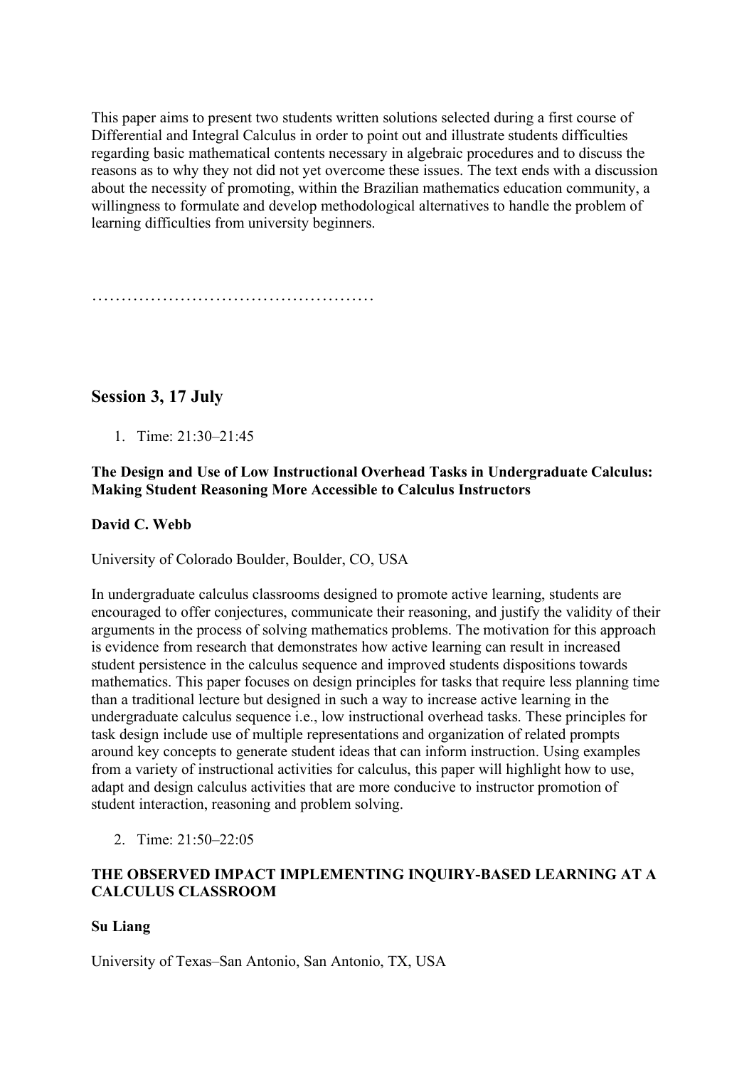This paper aims to present two students written solutions selected during a first course of Differential and Integral Calculus in order to point out and illustrate students difficulties regarding basic mathematical contents necessary in algebraic procedures and to discuss the reasons as to why they not did not yet overcome these issues. The text ends with a discussion about the necessity of promoting, within the Brazilian mathematics education community, a willingness to formulate and develop methodological alternatives to handle the problem of learning difficulties from university beginners.

…………………………………………

## Session 3, 17 July

1. Time: 21:30–21:45

**The Design and Use of Low Instructional Overhead Tasks in Undergraduate Calculus: Making Student Reasoning More Accessible to Calculus Instructors**

**David C. Webb**

University of Colorado Boulder, Boulder, CO, USA

In undergraduate calculus classrooms designed to promote active learning, students are encouraged to offer conjectures, communicate their reasoning, and justify the validity of their arguments in the process of solving mathematics problems. The motivation for this approach is evidence from research that demonstrates how active learning can result in increased student persistence in the calculus sequence and improved students dispositions towards mathematics. This paper focuses on design principles for tasks that require less planning time than a traditional lecture but designed in such a way to increase active learning in the undergraduate calculus sequence i.e., low instructional overhead tasks. These principles for task design include use of multiple representations and organization of related prompts around key concepts to generate student ideas that can inform instruction. Using examples from a variety of instructional activities for calculus, this paper will highlight how to use, adapt and design calculus activities that are more conducive to instructor promotion of student interaction, reasoning and problem solving.

2. Time: 21:50–22:05

**THE OBSERVED IMPACT IMPLEMENTING INQUIRY-BASED LEARNING AT A CALCULUS CLASSROOM**

**Su Liang**

University of Texas–San Antonio, San Antonio, TX, USA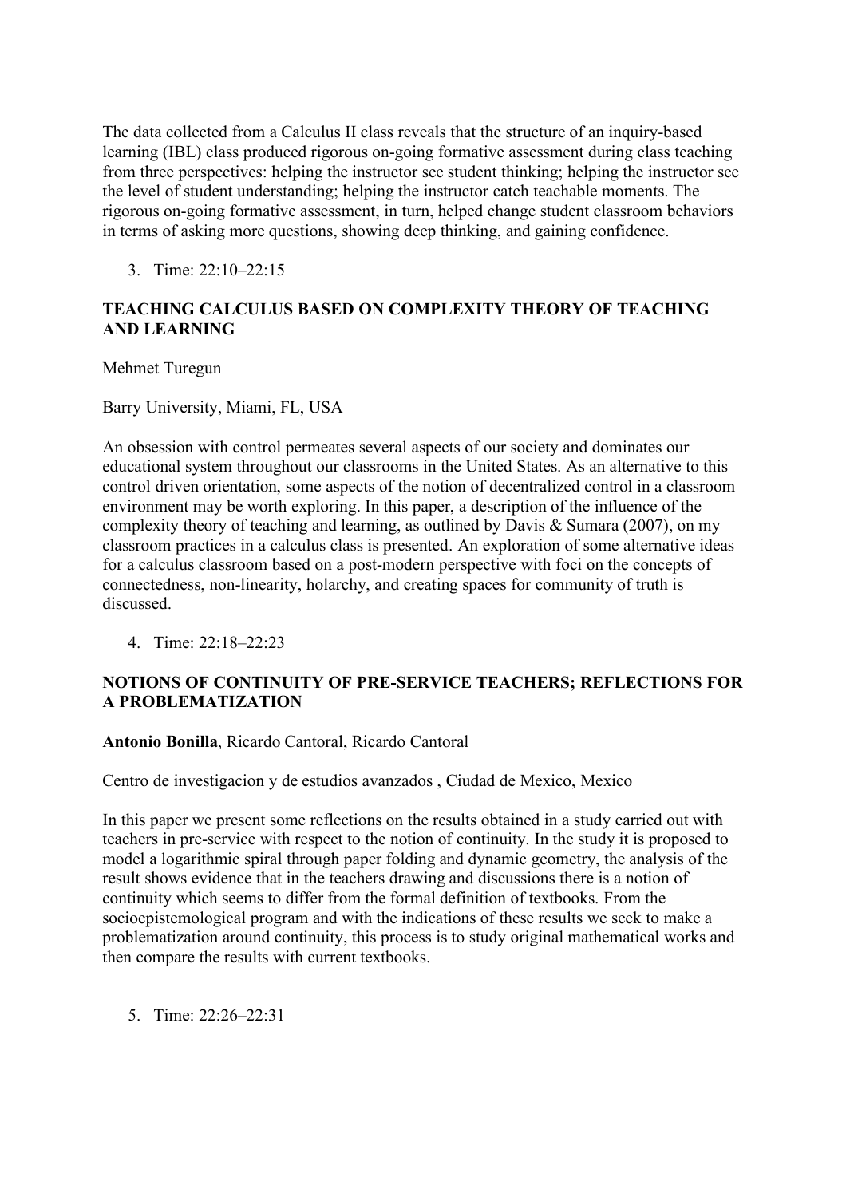The data collected from a Calculus II class reveals that the structure of an inquiry-based learning (IBL) class produced rigorous on-going formative assessment during class teaching from three perspectives: helping the instructor see student thinking; helping the instructor see the level of student understanding; helping the instructor catch teachable moments. The rigorous on-going formative assessment, in turn, helped change student classroom behaviors in terms of asking more questions, showing deep thinking, and gaining confidence.

3. Time: 22:10–22:15

**TEACHING CALCULUS BASED ON COMPLEXITY THEORY OF TEACHING AND LEARNING**

Mehmet Turegun

Barry University, Miami, FL, USA

An obsession with control permeates several aspects of our society and dominates our educational system throughout our classrooms in the United States. As an alternative to this control driven orientation, some aspects of the notion of decentralized control in a classroom environment may be worth exploring. In this paper, a description of the influence of the complexity theory of teaching and learning, as outlined by Davis & Sumara (2007), on my classroom practices in a calculus class is presented. An exploration of some alternative ideas for a calculus classroom based on a post-modern perspective with foci on the concepts of connectedness, non-linearity, holarchy, and creating spaces for community of truth is discussed.

4. Time: 22:18–22:23

**NOTIONS OF CONTINUITY OF PRE-SERVICE TEACHERS; REFLECTIONS FOR A PROBLEMATIZATION**

**Antonio Bonilla**, Ricardo Cantoral, Ricardo Cantoral

Centro de investigacion y de estudios avanzados , Ciudad de Mexico, Mexico

In this paper we present some reflections on the results obtained in a study carried out with teachers in pre-service with respect to the notion of continuity. In the study it is proposed to model a logarithmic spiral through paper folding and dynamic geometry, the analysis of the result shows evidence that in the teachers drawing and discussions there is a notion of continuity which seems to differ from the formal definition of textbooks. From the socioepistemological program and with the indications of these results we seek to make a problematization around continuity, this process is to study original mathematical works and then compare the results with current textbooks.

5. Time: 22:26–22:31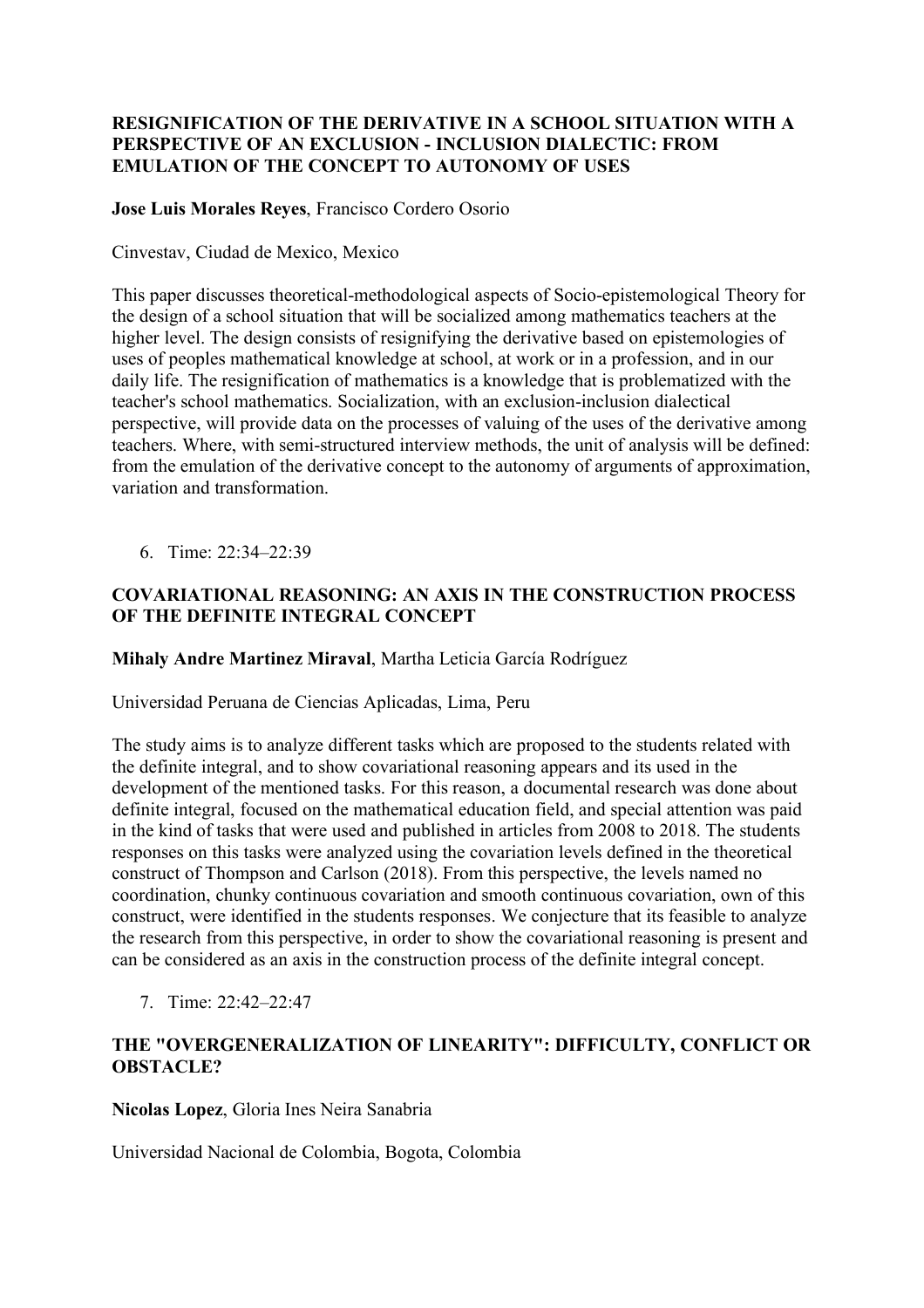### RESIGNIFICATION OF THE DERIVATIVE IN A SCHOOL SITUATION WITH A PERSPECTIVE OF AN EXCLUSION - INCLUSION DIALECTIC: FROM EMULATION OF THE CONCEPT TO AUTONOMY OF USES

**Jose Luis Morales Reyes**, Francisco Cordero Osorio

Cinvestav, Ciudad de Mexico, Mexico

This paper discusses theoretical-methodological aspects of Socio-epistemological Theory for the design of a school situation that will be socialized among mathematics teachers at the higher level. The design consists of resignifying the derivative based on epistemologies of uses of peoples mathematical knowledge at school, at work or in a profession, and in our daily life. The resignification of mathematics is a knowledge that is problematized with the teacher's school mathematics. Socialization, with an exclusion-inclusion dialectical perspective, will provide data on the processes of valuing of the uses of the derivative among teachers. Where, with semi-structured interview methods, the unit of analysis will be defined: from the emulation of the derivative concept to the autonomy of arguments of approximation, variation and transformation.

6. Time: 22:34–22:39

### COVARIATIONAL REASONING: AN AXIS IN THE CONSTRUCTION PROCESS OF THE DEFINITE INTEGRAL CONCEPT

**Mihaly Andre Martinez Miraval**, Martha Leticia García Rodríguez

Universidad Peruana de Ciencias Aplicadas, Lima, Peru

The study aims is to analyze different tasks which are proposed to the students related with the definite integral, and to show covariational reasoning appears and its used in the development of the mentioned tasks. For this reason, a documental research was done about definite integral, focused on the mathematical education field, and special attention was paid in the kind of tasks that were used and published in articles from 2008 to 2018. The students responses on this tasks were analyzed using the covariation levels defined in the theoretical construct of Thompson and Carlson (2018). From this perspective, the levels named no coordination, chunky continuous covariation and smooth continuous covariation, own of this construct, were identified in the students responses. We conjecture that its feasible to analyze the research from this perspective, in order to show the covariational reasoning is present and can be considered as an axis in the construction process of the definite integral concept.

7. Time: 22:42–22:47

### THE "OVERGENERALIZATION OF LINEARITY": DIFFICULTY, CONFLICT OR OBSTACLE?

**Nicolas Lopez**, Gloria Ines Neira Sanabria

Universidad Nacional de Colombia, Bogota, Colombia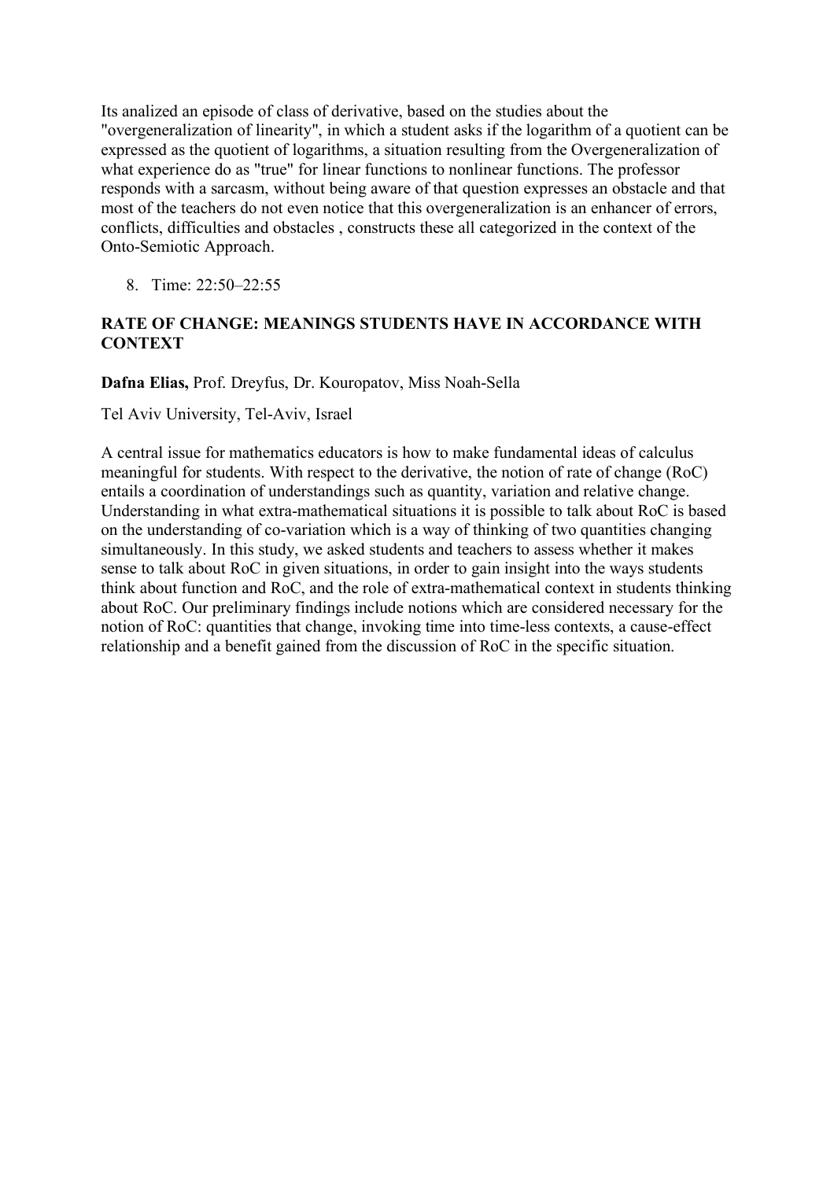Its analized an episode of class of derivative, based on the studies about the "overgeneralization of linearity", in which a student asks if the logarithm of a quotient can be expressed as the quotient of logarithms, a situation resulting from the Overgeneralization of what experience do as "true" for linear functions to nonlinear functions. The professor responds with a sarcasm, without being aware of that question expresses an obstacle and that most of the teachers do not even notice that this overgeneralization is an enhancer of errors, conflicts, difficulties and obstacles , constructs these all categorized in the context of the Onto-Semiotic Approach.

8. Time: 22:50–22:55

**RATE OF CHANGE: MEANINGS STUDENTS HAVE IN ACCORDANCE WITH CONTEXT**

**Dafna Elias,** Prof. Dreyfus, Dr. Kouropatov, Miss Noah-Sella

Tel Aviv University, Tel-Aviv, Israel

A central issue for mathematics educators is how to make fundamental ideas of calculus meaningful for students. With respect to the derivative, the notion of rate of change (RoC) entails a coordination of understandings such as quantity, variation and relative change. Understanding in what extra-mathematical situations it is possible to talk about RoC is based on the understanding of co-variation which is a way of thinking of two quantities changing simultaneously. In this study, we asked students and teachers to assess whether it makes sense to talk about RoC in given situations, in order to gain insight into the ways students think about function and RoC, and the role of extra-mathematical context in students thinking about RoC. Our preliminary findings include notions which are considered necessary for the notion of RoC: quantities that change, invoking time into time-less contexts, a cause-effect relationship and a benefit gained from the discussion of RoC in the specific situation.